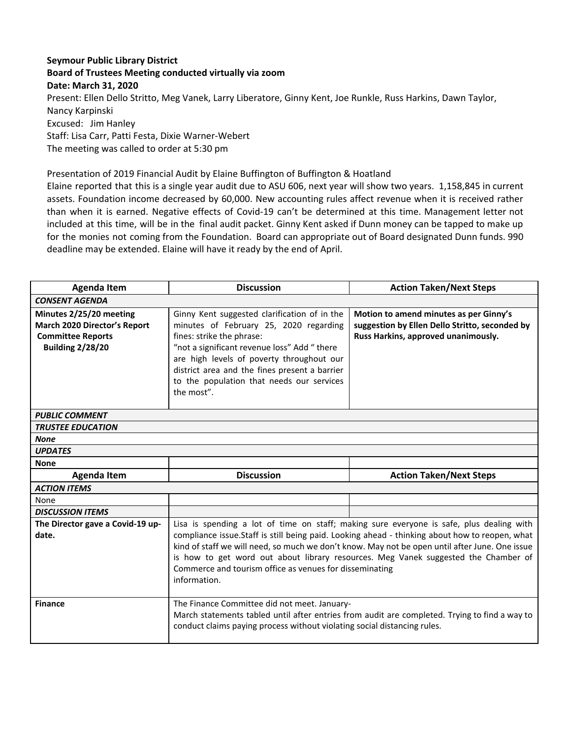**Seymour Public Library District**
**Board of Trustees Meeting conducted virtually via zoom**
**Date: March 31, 2020**

Present: Ellen Dello Stritto, Meg Vanek, Larry Liberatore, Ginny Kent, Joe Runkle, Russ Harkins, Dawn Taylor, Nancy Karpinski
Excused: Jim Hanley
Staff: Lisa Carr, Patti Festa, Dixie Warner-Webert
The meeting was called to order at 5:30 pm

Presentation of 2019 Financial Audit by Elaine Buffington of Buffington & Hoatland
Elaine reported that this is a single year audit due to ASU 606, next year will show two years. 1,158,845 in current assets. Foundation income decreased by 60,000. New accounting rules affect revenue when it is received rather than when it is earned. Negative effects of Covid-19 can't be determined at this time. Management letter not included at this time, will be in the final audit packet. Ginny Kent asked if Dunn money can be tapped to make up for the monies not coming from the Foundation. Board can appropriate out of Board designated Dunn funds. 990 deadline may be extended. Elaine will have it ready by the end of April.

| Agenda Item | Discussion | Action Taken/Next Steps |
|---|---|---|
| ***CONSENT AGENDA*** | | |
| **Minutes 2/25/20 meeting March 2020 Director's Report Committee Reports Building 2/28/20** | Ginny Kent suggested clarification of in the minutes of February 25, 2020 regarding fines: strike the phrase: "not a significant revenue loss" Add " there are high levels of poverty throughout our district area and the fines present a barrier to the population that needs our services the most". | **Motion to amend minutes as per Ginny's suggestion by Ellen Dello Stritto, seconded by Russ Harkins, approved unanimously.** |
| ***PUBLIC COMMENT*** | | |
| ***TRUSTEE EDUCATION*** | | |
| ***None*** | | |
| ***UPDATES*** | | |
| **None** | | |
| **Agenda Item** | **Discussion** | **Action Taken/Next Steps** |
| ***ACTION ITEMS*** | | |
| None | | |
| ***DISCUSSION ITEMS*** | | |
| **The Director gave a Covid-19 up-date.** | Lisa is spending a lot of time on staff; making sure everyone is safe, plus dealing with compliance issue.Staff is still being paid. Looking ahead - thinking about how to reopen, what kind of staff we will need, so much we don't know. May not be open until after June. One issue is how to get word out about library resources. Meg Vanek suggested the Chamber of Commerce and tourism office as venues for disseminating information. | |
| **Finance** | The Finance Committee did not meet. January-March statements tabled until after entries from audit are completed. Trying to find a way to conduct claims paying process without violating social distancing rules. | |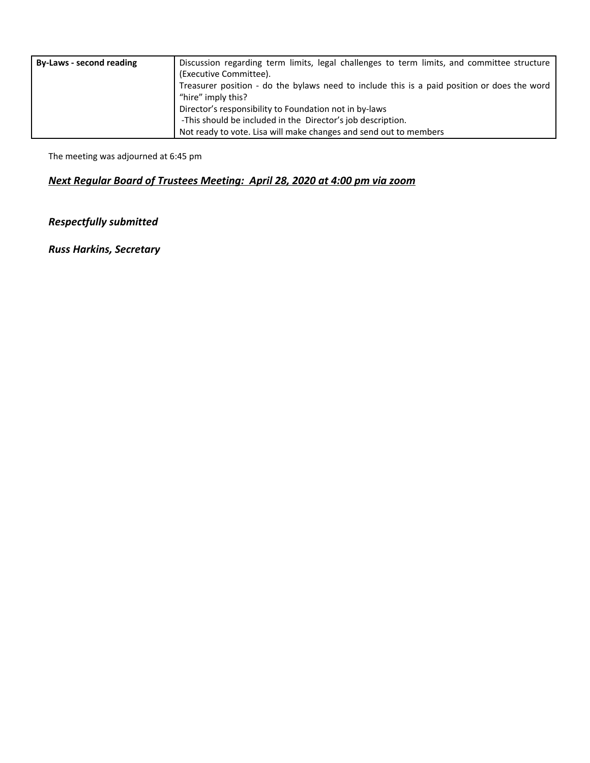| | |
|---|---|
| **By-Laws - second reading** | Discussion regarding term limits, legal challenges to term limits, and committee structure (Executive Committee).<br>Treasurer position - do the bylaws need to include this is a paid position or does the word "hire" imply this?<br>Director's responsibility to Foundation not in by-laws<br>-This should be included in the Director's job description.<br>Not ready to vote. Lisa will make changes and send out to members |

The meeting was adjourned at 6:45 pm

***<u>Next Regular Board of Trustees Meeting: April 28, 2020 at 4:00 pm via zoom</u>***

***Respectfully submitted***

***Russ Harkins, Secretary***